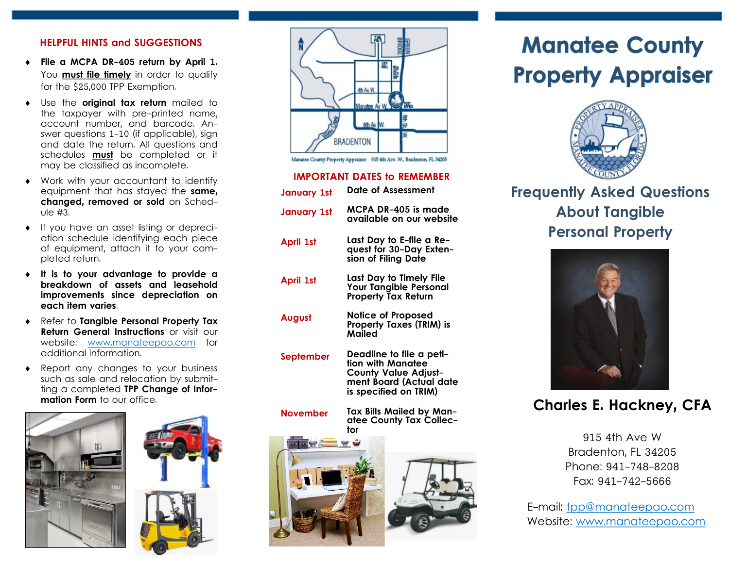## HELPFUL HINTS and SUGGESTIONS

- **File a MCPA DR-405 return by April 1.** You **must file timely** in order to qualify for the $25,000 TPP Exemption.
- Use the **original tax return** mailed to the taxpayer with pre-printed name, account number, and barcode. Answer questions 1-10 (if applicable), sign and date the return. All questions and schedules **must** be completed or it may be classified as incomplete.
- Work with your accountant to identify equipment that has stayed the **same, changed, removed or sold** on Schedule #3.
- If you have an asset listing or depreciation schedule identifying each piece of equipment, attach it to your completed return.
- **It is to your advantage to provide a breakdown of assets and leasehold improvements since depreciation on each item varies.**
- Refer to **Tangible Personal Property Tax Return General Instructions** or visit our website: www.manateepao.com for additional information.
- Report any changes to your business such as sale and relocation by submitting a completed **TPP Change of Information Form** to our office.

Manatee County Property Appraiser 915 4th Ave. W., Bradenton, FL 34205

## IMPORTANT DATES to REMEMBER

| | |
|---|---|
| January 1st | Date of Assessment |
| January 1st | MCPA DR-405 is made available on our website |
| April 1st | Last Day to E-file a Request for 30-Day Extension of Filing Date |
| April 1st | Last Day to Timely File Your Tangible Personal Property Tax Return |
| August | Notice of Proposed Property Taxes (TRIM) is Mailed |
| September | Deadline to file a petition with Manatee County Value Adjustment Board (Actual date is specified on TRIM) |
| November | Tax Bills Mailed by Manatee County Tax Collector |

# Manatee County Property Appraiser

## Frequently Asked Questions About Tangible Personal Property

**Charles E. Hackney, CFA**

915 4th Ave W
Bradenton, FL 34205
Phone: 941-748-8208
Fax: 941-742-5666

E-mail: tpp@manateepao.com
Website: www.manateepao.com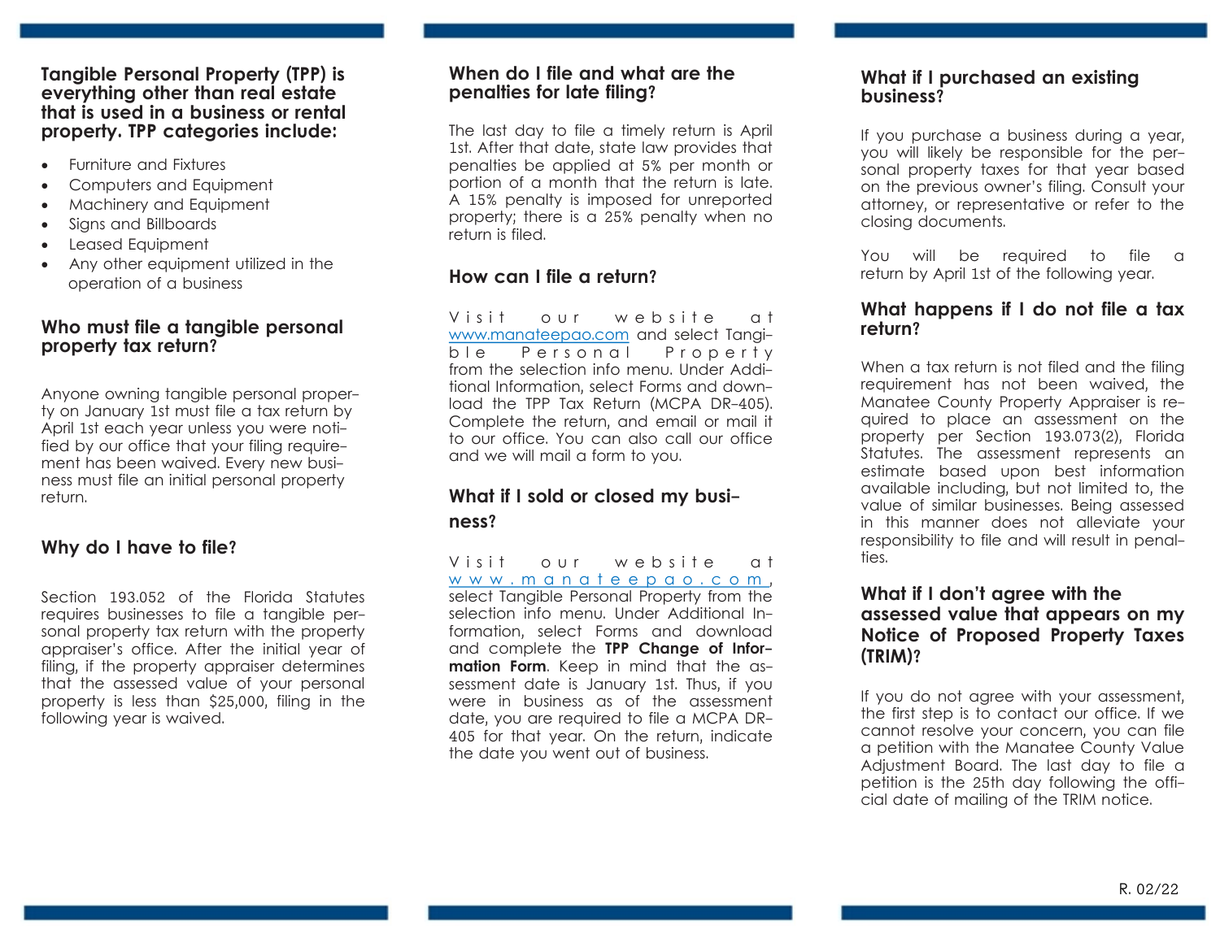## Tangible Personal Property (TPP) is everything other than real estate that is used in a business or rental property. TPP categories include:

- Furniture and Fixtures
- Computers and Equipment
- Machinery and Equipment
- Signs and Billboards
- Leased Equipment
- Any other equipment utilized in the operation of a business

### Who must file a tangible personal property tax return?

Anyone owning tangible personal property on January 1st must file a tax return by April 1st each year unless you were notified by our office that your filing requirement has been waived. Every new business must file an initial personal property return.

### Why do I have to file?

Section 193.052 of the Florida Statutes requires businesses to file a tangible personal property tax return with the property appraiser's office. After the initial year of filing, if the property appraiser determines that the assessed value of your personal property is less than $25,000, filing in the following year is waived.

### When do I file and what are the penalties for late filing?

The last day to file a timely return is April 1st. After that date, state law provides that penalties be applied at 5% per month or portion of a month that the return is late. A 15% penalty is imposed for unreported property; there is a 25% penalty when no return is filed.

### How can I file a return?

Visit our website at www.manateepao.com and select Tangible Personal Property from the selection info menu. Under Additional Information, select Forms and download the TPP Tax Return (MCPA DR-405). Complete the return, and email or mail it to our office. You can also call our office and we will mail a form to you.

### What if I sold or closed my business?

Visit our website at www.manateepao.com, select Tangible Personal Property from the selection info menu. Under Additional Information, select Forms and download and complete the **TPP Change of Information Form**. Keep in mind that the assessment date is January 1st. Thus, if you were in business as of the assessment date, you are required to file a MCPA DR-405 for that year. On the return, indicate the date you went out of business.

### What if I purchased an existing business?

If you purchase a business during a year, you will likely be responsible for the personal property taxes for that year based on the previous owner's filing. Consult your attorney, or representative or refer to the closing documents.

You will be required to file a return by April 1st of the following year.

### What happens if I do not file a tax return?

When a tax return is not filed and the filing requirement has not been waived, the Manatee County Property Appraiser is required to place an assessment on the property per Section 193.073(2), Florida Statutes. The assessment represents an estimate based upon best information available including, but not limited to, the value of similar businesses. Being assessed in this manner does not alleviate your responsibility to file and will result in penalties.

### What if I don't agree with the assessed value that appears on my Notice of Proposed Property Taxes (TRIM)?

If you do not agree with your assessment, the first step is to contact our office. If we cannot resolve your concern, you can file a petition with the Manatee County Value Adjustment Board. The last day to file a petition is the 25th day following the official date of mailing of the TRIM notice.

R. 02/22